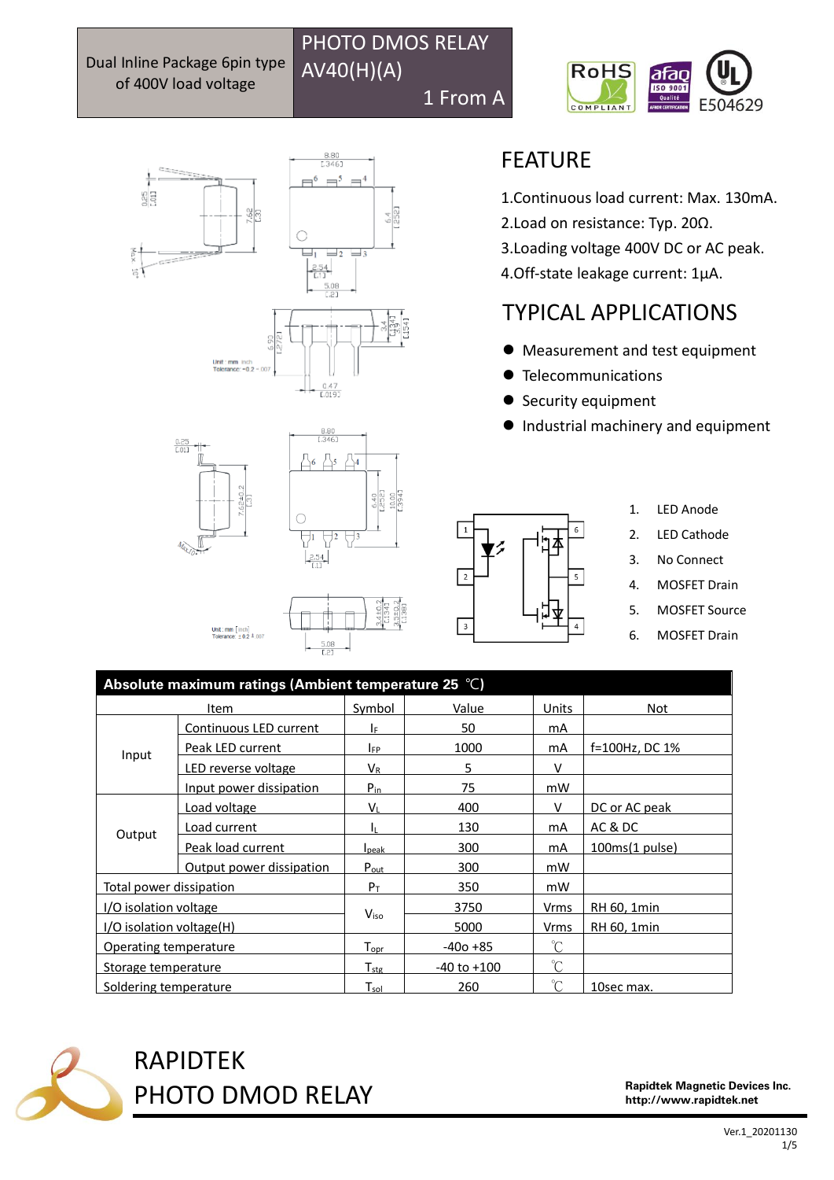Dual Inline Package 6pin type of 400V load voltage

# PHOTO DMOS RELAY AV40(H)(A)

1 From A

RoHS COMPLIANT　afaq ISO 9001　UL E504629

## FEATURE

1.Continuous load current: Max. 130mA.
2.Load on resistance: Typ. 20Ω.
3.Loading voltage 400V DC or AC peak.
4.Off-state leakage current: 1μA.

## TYPICAL APPLICATIONS

- Measurement and test equipment
- Telecommunications
- Security equipment
- Industrial machinery and equipment

1. LED Anode
2. LED Cathode
3. No Connect
4. MOSFET Drain
5. MOSFET Source
6. MOSFET Drain

Unit : mm inch
Tolerance: ±0.2 ±.007

## Absolute maximum ratings (Ambient temperature 25 ℃)

| Item | | Symbol | Value | Units | Not |
|---|---|---|---|---|---|
| Input | Continuous LED current | $I_F$ | 50 | mA | |
| | Peak LED current | $I_{FP}$ | 1000 | mA | f=100Hz, DC 1% |
| | LED reverse voltage | $V_R$ | 5 | V | |
| | Input power dissipation | $P_{in}$ | 75 | mW | |
| Output | Load voltage | $V_L$ | 400 | V | DC or AC peak |
| | Load current | $I_L$ | 130 | mA | AC & DC |
| | Peak load current | $I_{peak}$ | 300 | mA | 100ms(1 pulse) |
| | Output power dissipation | $P_{out}$ | 300 | mW | |
| Total power dissipation | | $P_T$ | 350 | mW | |
| I/O isolation voltage | | $V_{iso}$ | 3750 | Vrms | RH 60, 1min |
| I/O isolation voltage(H) | | | 5000 | Vrms | RH 60, 1min |
| Operating temperature | | $T_{opr}$ | -40o +85 | ℃ | |
| Storage temperature | | $T_{stg}$ | -40 to +100 | ℃ | |
| Soldering temperature | | $T_{sol}$ | 260 | ℃ | 10sec max. |

RAPIDTEK
PHOTO DMOD RELAY

Rapidtek Magnetic Devices Inc.
http://www.rapidtek.net

Ver.1_20201130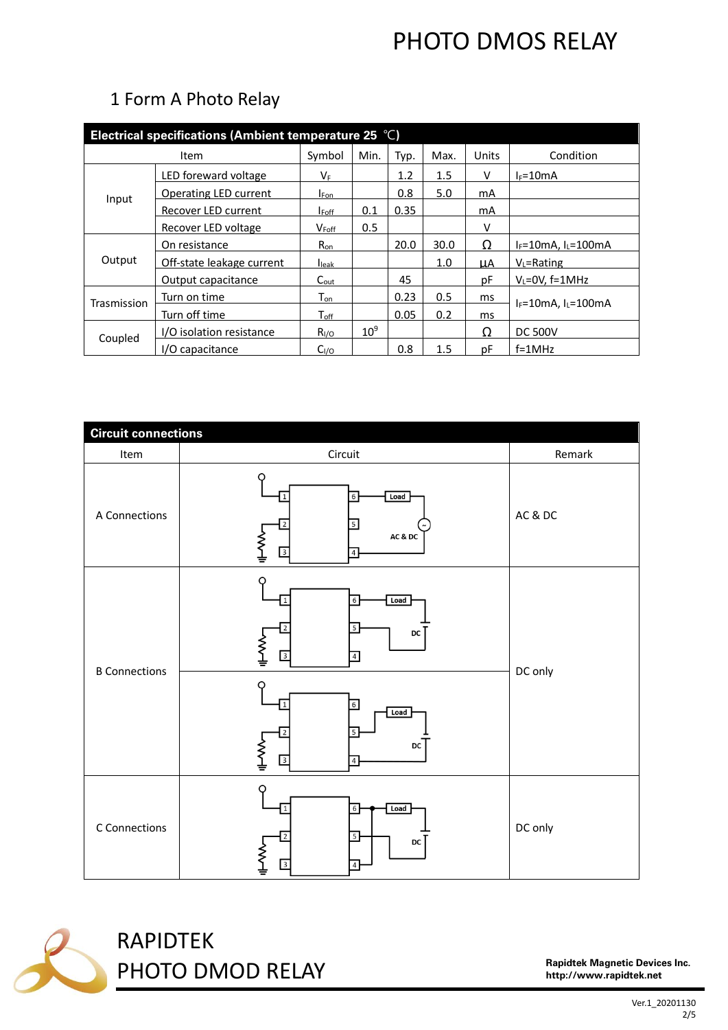# PHOTO DMOS RELAY

## 1 Form A Photo Relay

| Electrical specifications (Ambient temperature 25 ℃) | | | | | | | |
|---|---|---|---|---|---|---|---|
| Item | | Symbol | Min. | Typ. | Max. | Units | Condition |
| Input | LED forward voltage | $V_F$ | | 1.2 | 1.5 | V | $I_F$=10mA |
| | Operating LED current | $I_{Fon}$ | | 0.8 | 5.0 | mA | |
| | Recover LED current | $I_{Foff}$ | 0.1 | 0.35 | | mA | |
| | Recover LED voltage | $V_{Foff}$ | 0.5 | | | V | |
| Output | On resistance | $R_{on}$ | | 20.0 | 30.0 | Ω | $I_F$=10mA, $I_L$=100mA |
| | Off-state leakage current | $I_{leak}$ | | | 1.0 | μA | $V_L$=Rating |
| | Output capacitance | $C_{out}$ | | 45 | | pF | $V_L$=0V, f=1MHz |
| Trasmission | Turn on time | $T_{on}$ | | 0.23 | 0.5 | ms | $I_F$=10mA, $I_L$=100mA |
| | Turn off time | $T_{off}$ | | 0.05 | 0.2 | ms | |
| Coupled | I/O isolation resistance | $R_{I/O}$ | $10^9$ | | | Ω | DC 500V |
| | I/O capacitance | $C_{I/O}$ | | 0.8 | 1.5 | pF | f=1MHz |

| Circuit connections | | |
|---|---|---|
| Item | Circuit | Remark |
| A Connections | Pins 1–3 input; pin 6 – Load – AC & DC source – pin 4 | AC & DC |
| B Connections | Pins 1–3 input; pin 6 – Load – DC – pin 4 | DC only |
| | Pins 1–3 input; pin 5 – Load – DC – pin 4 | |
| C Connections | Pins 1–3 input; pins 6 and 4 joined – Load – DC – pin 5 | DC only |

RAPIDTEK
PHOTO DMOD RELAY

Rapidtek Magnetic Devices Inc.
http://www.rapidtek.net

Ver.1_20201130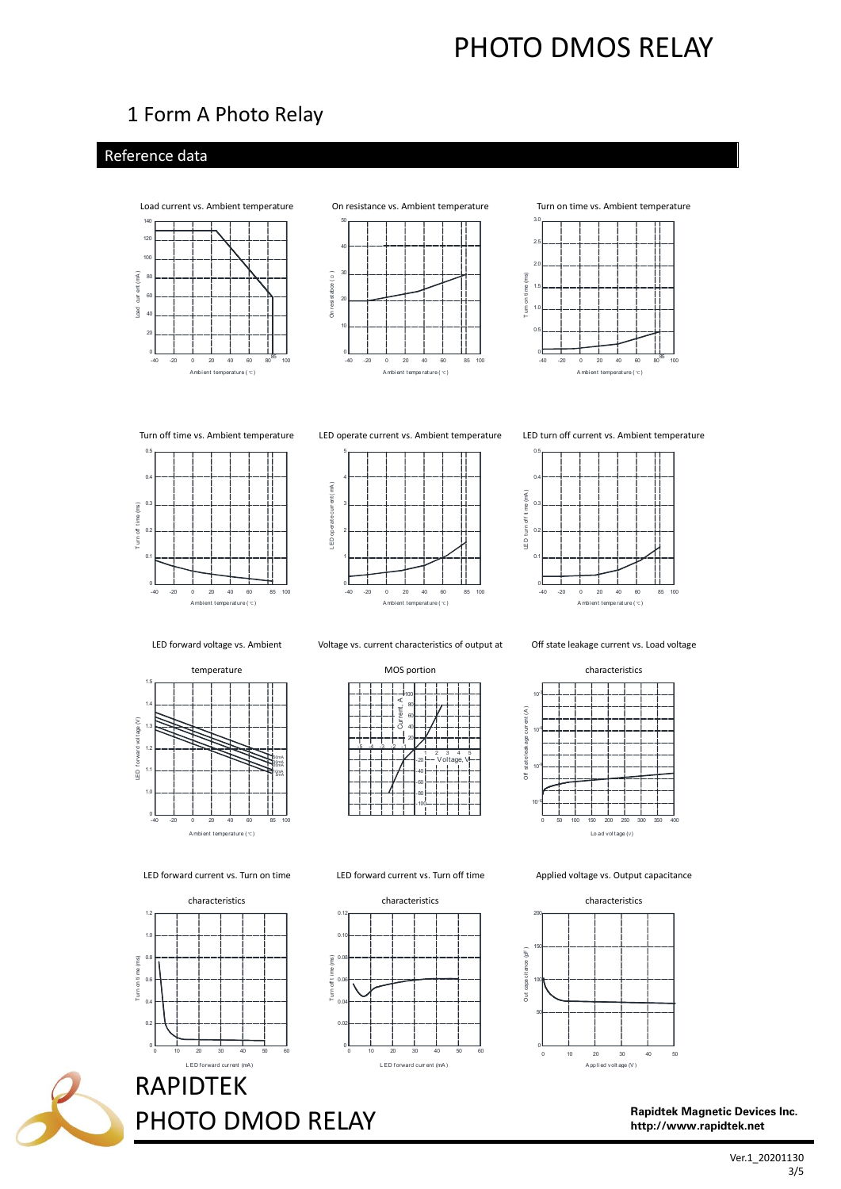# PHOTO DMOS RELAY

## 1 Form A Photo Relay

### Reference data

Load current vs. Ambient temperature

On resistance vs. Ambient temperature

Turn on time vs. Ambient temperature

Turn off time vs. Ambient temperature

LED operate current vs. Ambient temperature

LED turn off current vs. Ambient temperature

LED forward voltage vs. Ambient temperature

Voltage vs. current characteristics of output at MOS portion

Off state leakage current vs. Load voltage characteristics

LED forward current vs. Turn on time characteristics

LED forward current vs. Turn off time characteristics

Applied voltage vs. Output capacitance characteristics

RAPIDTEK
PHOTO DMOD RELAY

**Rapidtek Magnetic Devices Inc.**
**http://www.rapidtek.net**

Ver.1_20201130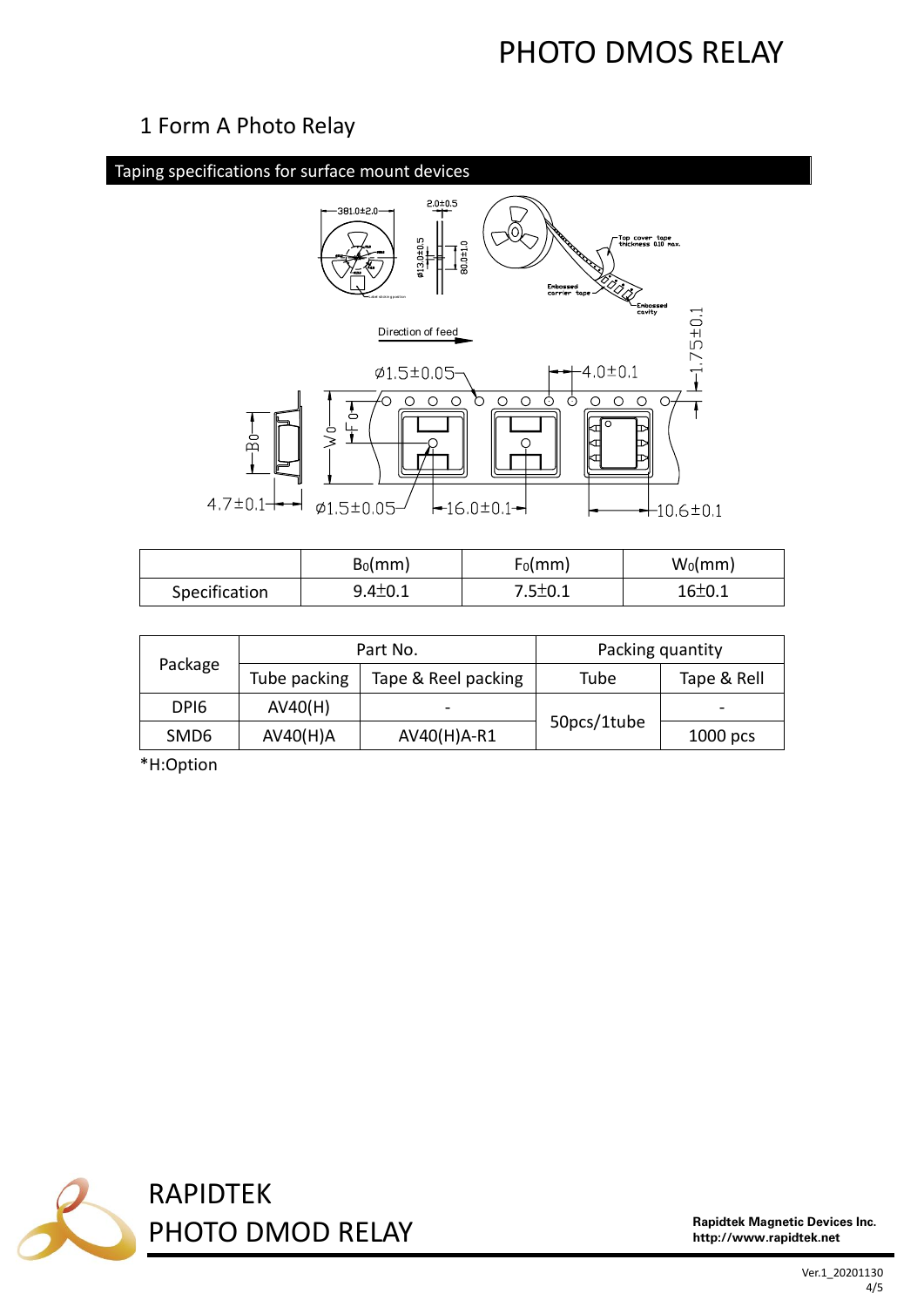# PHOTO DMOS RELAY

## 1 Form A Photo Relay

### Taping specifications for surface mount devices

|  | $B_0$(mm) | $F_0$(mm) | $W_0$(mm) |
|---|---|---|---|
| Specification | 9.4±0.1 | 7.5±0.1 | 16±0.1 |

| Package | Part No. |  | Packing quantity |  |
|---|---|---|---|---|
|  | Tube packing | Tape & Reel packing | Tube | Tape & Rell |
| DPI6 | AV40(H) | - | 50pcs/1tube | - |
| SMD6 | AV40(H)A | AV40(H)A-R1 |  | 1000 pcs |

*H:Option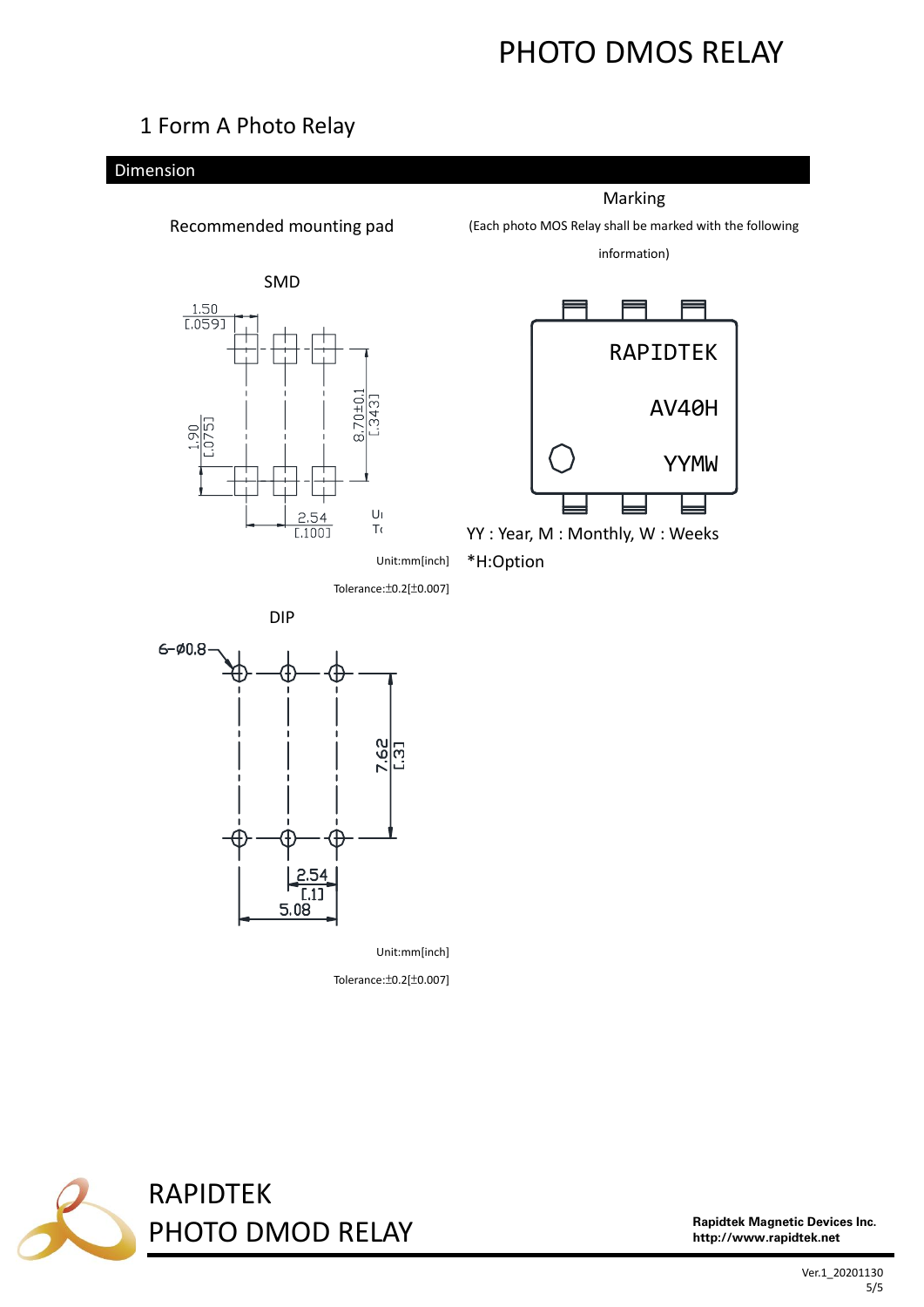# PHOTO DMOS RELAY

## 1 Form A Photo Relay

### Dimension

Recommended mounting pad

SMD

1.50
[.059]

1.90
[.075]

8.70±0.1
[.343]

2.54
[.100]

Unit:mm[inch]

Tolerance:±0.2[±0.007]

Marking

(Each photo MOS Relay shall be marked with the following information)

RAPIDTEK

AV40H

YYMW

YY : Year, M : Monthly, W : Weeks

*H:Option

DIP

6-Ø0.8

7.62
[.3]

2.54
[.1]

5.08

Unit:mm[inch]

Tolerance:±0.2[±0.007]

RAPIDTEK
PHOTO DMOD RELAY

**Rapidtek Magnetic Devices Inc.**
**http://www.rapidtek.net**

Ver.1_20201130